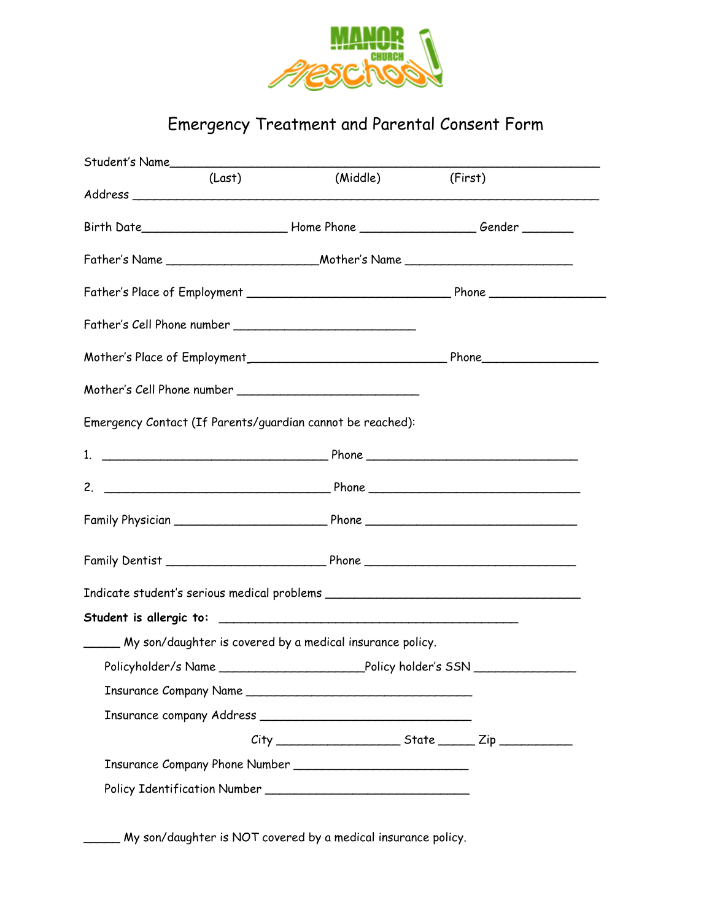MANOR CHURCH Preschool

# Emergency Treatment and Parental Consent Form

Student's Name_______________________________________________________________

(Last) (Middle) (First)

Address ____________________________________________________________________

Birth Date____________________ Home Phone ________________ Gender _______

Father's Name _____________________Mother's Name _______________________

Father's Place of Employment ____________________________ Phone ________________

Father's Cell Phone number _________________________

Mother's Place of Employment____________________________ Phone________________

Mother's Cell Phone number _________________________

Emergency Contact (If Parents/guardian cannot be reached):

1. ________________________________ Phone ______________________________

2. ________________________________ Phone ______________________________

Family Physician _____________________ Phone ______________________________

Family Dentist ______________________ Phone ______________________________

Indicate student's serious medical problems ____________________________________

**Student is allergic to:** __________________________________________

_____ My son/daughter is covered by a medical insurance policy.

Policyholder/s Name ____________________Policy holder's SSN ______________

Insurance Company Name ________________________________

Insurance company Address ______________________________

City _________________ State _____ Zip __________

Insurance Company Phone Number ________________________

Policy Identification Number ____________________________

_____ My son/daughter is NOT covered by a medical insurance policy.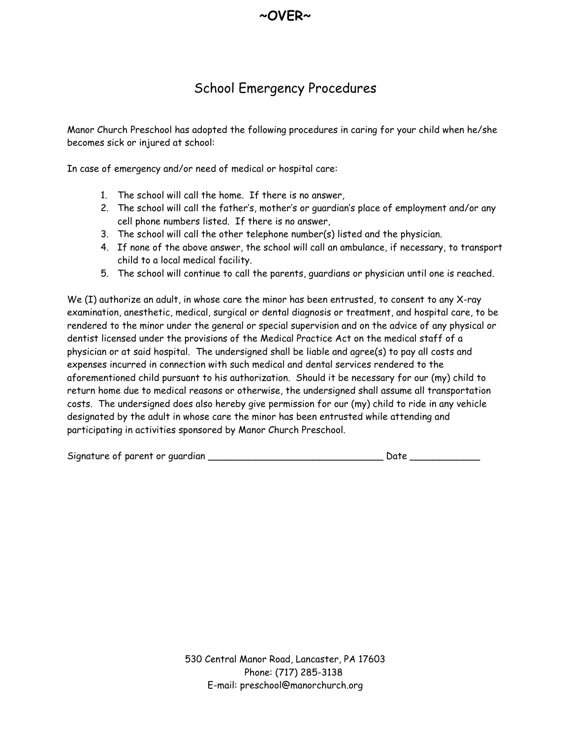**~OVER~**

# School Emergency Procedures

Manor Church Preschool has adopted the following procedures in caring for your child when he/she becomes sick or injured at school:

In case of emergency and/or need of medical or hospital care:

1. The school will call the home. If there is no answer,
2. The school will call the father's, mother's or guardian's place of employment and/or any cell phone numbers listed. If there is no answer,
3. The school will call the other telephone number(s) listed and the physician.
4. If none of the above answer, the school will call an ambulance, if necessary, to transport child to a local medical facility.
5. The school will continue to call the parents, guardians or physician until one is reached.

We (I) authorize an adult, in whose care the minor has been entrusted, to consent to any X-ray examination, anesthetic, medical, surgical or dental diagnosis or treatment, and hospital care, to be rendered to the minor under the general or special supervision and on the advice of any physical or dentist licensed under the provisions of the Medical Practice Act on the medical staff of a physician or at said hospital. The undersigned shall be liable and agree(s) to pay all costs and expenses incurred in connection with such medical and dental services rendered to the aforementioned child pursuant to his authorization. Should it be necessary for our (my) child to return home due to medical reasons or otherwise, the undersigned shall assume all transportation costs. The undersigned does also hereby give permission for our (my) child to ride in any vehicle designated by the adult in whose care the minor has been entrusted while attending and participating in activities sponsored by Manor Church Preschool.

Signature of parent or guardian ______________________________ Date ____________

530 Central Manor Road, Lancaster, PA 17603
Phone: (717) 285-3138
E-mail: preschool@manorchurch.org